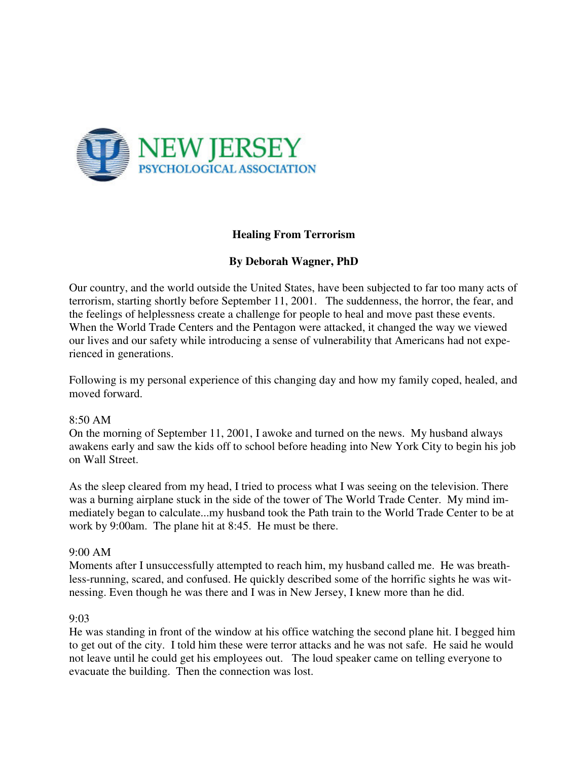NEW JERSEY
PSYCHOLOGICAL ASSOCIATION

## Healing From Terrorism

### By Deborah Wagner, PhD

Our country, and the world outside the United States, have been subjected to far too many acts of terrorism, starting shortly before September 11, 2001. The suddenness, the horror, the fear, and the feelings of helplessness create a challenge for people to heal and move past these events. When the World Trade Centers and the Pentagon were attacked, it changed the way we viewed our lives and our safety while introducing a sense of vulnerability that Americans had not experienced in generations.

Following is my personal experience of this changing day and how my family coped, healed, and moved forward.

8:50 AM
On the morning of September 11, 2001, I awoke and turned on the news. My husband always awakens early and saw the kids off to school before heading into New York City to begin his job on Wall Street.

As the sleep cleared from my head, I tried to process what I was seeing on the television. There was a burning airplane stuck in the side of the tower of The World Trade Center. My mind immediately began to calculate...my husband took the Path train to the World Trade Center to be at work by 9:00am. The plane hit at 8:45. He must be there.

9:00 AM
Moments after I unsuccessfully attempted to reach him, my husband called me. He was breathless-running, scared, and confused. He quickly described some of the horrific sights he was witnessing. Even though he was there and I was in New Jersey, I knew more than he did.

9:03
He was standing in front of the window at his office watching the second plane hit. I begged him to get out of the city. I told him these were terror attacks and he was not safe. He said he would not leave until he could get his employees out. The loud speaker came on telling everyone to evacuate the building. Then the connection was lost.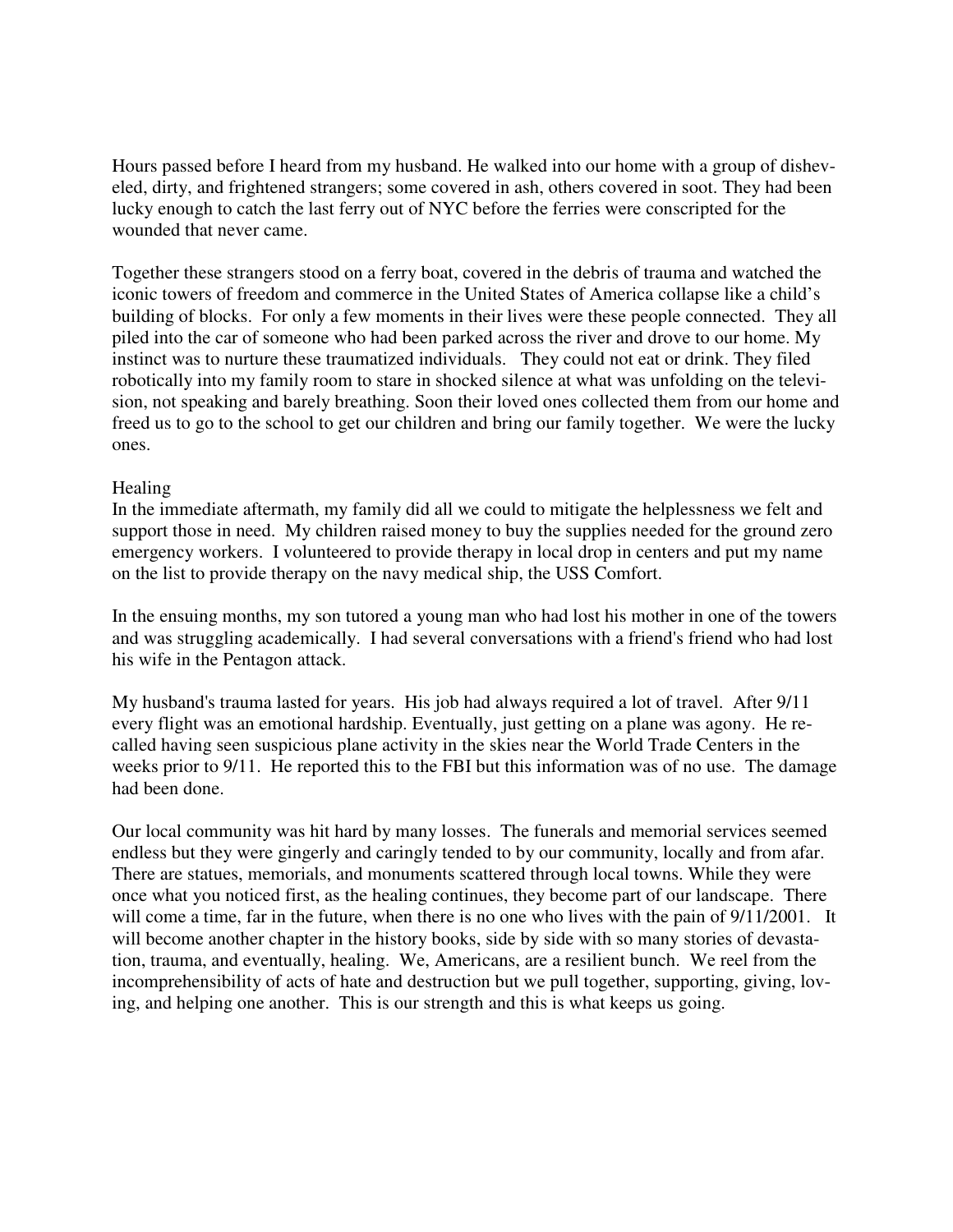Hours passed before I heard from my husband. He walked into our home with a group of disheveled, dirty, and frightened strangers; some covered in ash, others covered in soot. They had been lucky enough to catch the last ferry out of NYC before the ferries were conscripted for the wounded that never came.

Together these strangers stood on a ferry boat, covered in the debris of trauma and watched the iconic towers of freedom and commerce in the United States of America collapse like a child's building of blocks. For only a few moments in their lives were these people connected. They all piled into the car of someone who had been parked across the river and drove to our home. My instinct was to nurture these traumatized individuals. They could not eat or drink. They filed robotically into my family room to stare in shocked silence at what was unfolding on the television, not speaking and barely breathing. Soon their loved ones collected them from our home and freed us to go to the school to get our children and bring our family together. We were the lucky ones.

## Healing

In the immediate aftermath, my family did all we could to mitigate the helplessness we felt and support those in need. My children raised money to buy the supplies needed for the ground zero emergency workers. I volunteered to provide therapy in local drop in centers and put my name on the list to provide therapy on the navy medical ship, the USS Comfort.

In the ensuing months, my son tutored a young man who had lost his mother in one of the towers and was struggling academically. I had several conversations with a friend's friend who had lost his wife in the Pentagon attack.

My husband's trauma lasted for years. His job had always required a lot of travel. After 9/11 every flight was an emotional hardship. Eventually, just getting on a plane was agony. He recalled having seen suspicious plane activity in the skies near the World Trade Centers in the weeks prior to 9/11. He reported this to the FBI but this information was of no use. The damage had been done.

Our local community was hit hard by many losses. The funerals and memorial services seemed endless but they were gingerly and caringly tended to by our community, locally and from afar. There are statues, memorials, and monuments scattered through local towns. While they were once what you noticed first, as the healing continues, they become part of our landscape. There will come a time, far in the future, when there is no one who lives with the pain of 9/11/2001. It will become another chapter in the history books, side by side with so many stories of devastation, trauma, and eventually, healing. We, Americans, are a resilient bunch. We reel from the incomprehensibility of acts of hate and destruction but we pull together, supporting, giving, loving, and helping one another. This is our strength and this is what keeps us going.